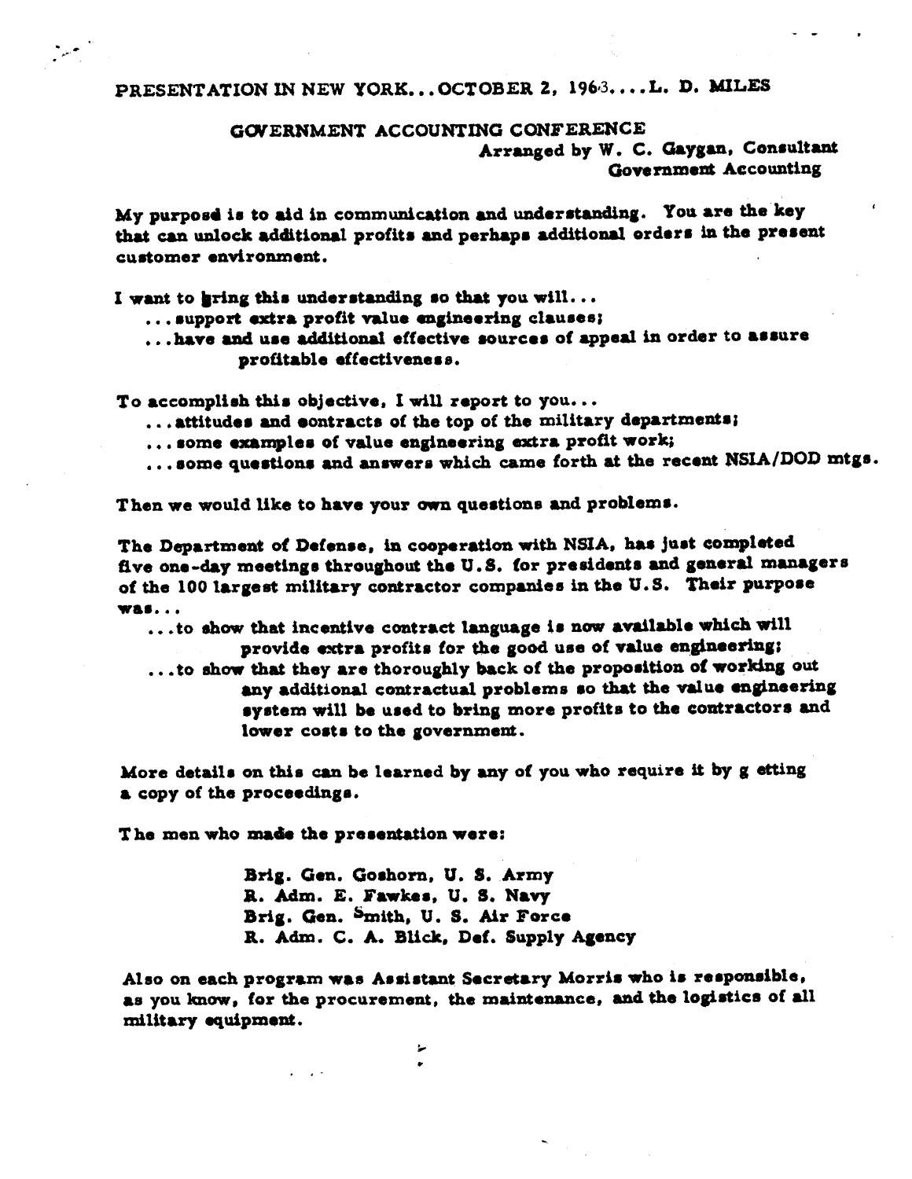PRESENTATION IN NEW YORK... OCTOBER 2, 1963.... L. D. MILES

GOVERNMENT ACCOUNTING CONFERENCE
Arranged by W. C. Gaygan, Consultant
Government Accounting

My purpose is to aid in communication and understanding. You are the key that can unlock additional profits and perhaps additional orders in the present customer environment.

I want to bring this understanding so that you will...

...support extra profit value engineering clauses;

...have and use additional effective sources of appeal in order to assure profitable effectiveness.

To accomplish this objective, I will report to you...

...attitudes and contracts of the top of the military departments;

...some examples of value engineering extra profit work;

...some questions and answers which came forth at the recent NSIA/DOD mtgs.

Then we would like to have your own questions and problems.

The Department of Defense, in cooperation with NSIA, has just completed five one-day meetings throughout the U.S. for presidents and general managers of the 100 largest military contractor companies in the U.S. Their purpose was...

...to show that incentive contract language is now available which will provide extra profits for the good use of value engineering;

...to show that they are thoroughly back of the proposition of working out any additional contractual problems so that the value engineering system will be used to bring more profits to the contractors and lower costs to the government.

More details on this can be learned by any of you who require it by g etting a copy of the proceedings.

The men who made the presentation were:

Brig. Gen. Goshorn, U. S. Army
R. Adm. E. Fawkes, U. S. Navy
Brig. Gen. Smith, U. S. Air Force
R. Adm. C. A. Blick, Def. Supply Agency

Also on each program was Assistant Secretary Morris who is responsible, as you know, for the procurement, the maintenance, and the logistics of all military equipment.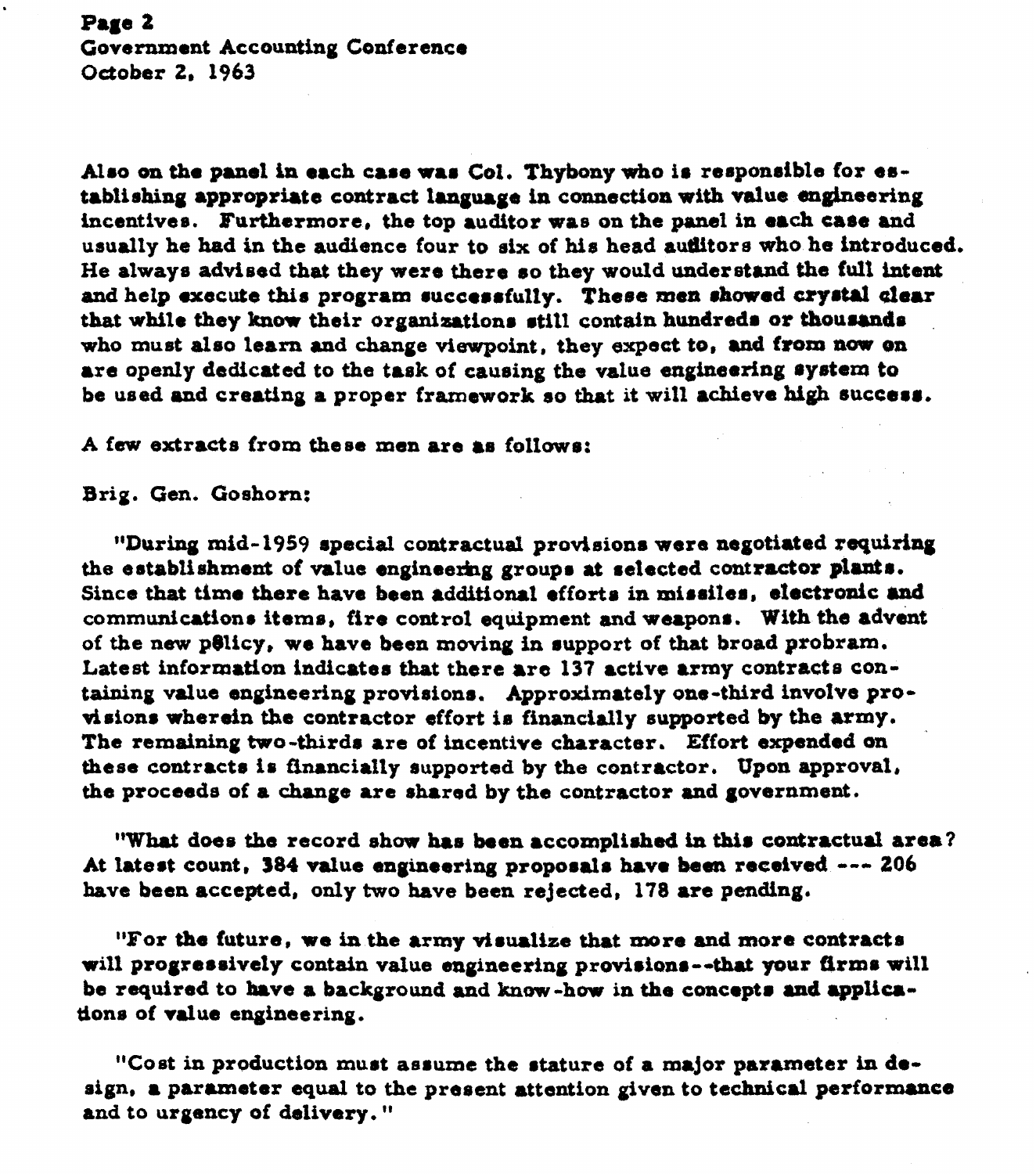Also on the panel in each case was Col. Thybony who is responsible for establishing appropriate contract language in connection with value engineering incentives. Furthermore, the top auditor was on the panel in each case and usually he had in the audience four to six of his head auditors who he introduced. He always advised that they were there so they would understand the full intent and help execute this program successfully. These men showed crystal clear that while they know their organizations still contain hundreds or thousands who must also learn and change viewpoint, they expect to, and from now on are openly dedicated to the task of causing the value engineering system to be used and creating a proper framework so that it will achieve high success.

A few extracts from these men are as follows:

Brig. Gen. Goshorn:

"During mid-1959 special contractual provisions were negotiated requiring the establishment of value engineering groups at selected contractor plants. Since that time there have been additional efforts in missiles, electronic and communications items, fire control equipment and weapons. With the advent of the new p8licy, we have been moving in support of that broad probram. Latest information indicates that there are 137 active army contracts containing value engineering provisions. Approximately one-third involve provisions wherein the contractor effort is financially supported by the army. The remaining two-thirds are of incentive character. Effort expended on these contracts is financially supported by the contractor. Upon approval, the proceeds of a change are shared by the contractor and government.

"What does the record show has been accomplished in this contractual area? At latest count, 384 value engineering proposals have been received --- 206 have been accepted, only two have been rejected, 178 are pending.

"For the future, we in the army visualize that more and more contracts will progressively contain value engineering provisions--that your firms will be required to have a background and know-how in the concepts and applications of value engineering.

"Cost in production must assume the stature of a major parameter in design, a parameter equal to the present attention given to technical performance and to urgency of delivery."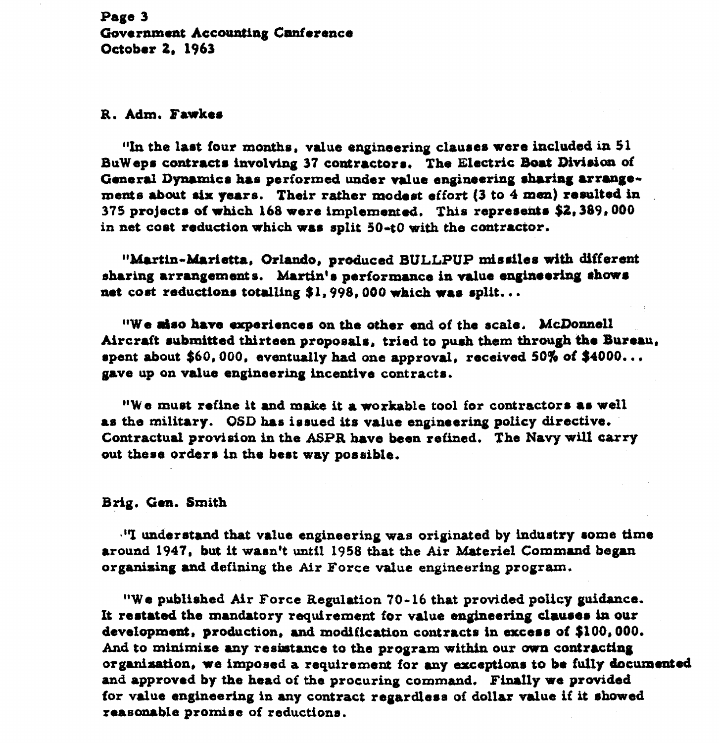### R. Adm. Fawkes

"In the last four months, value engineering clauses were included in 51 BuWeps contracts involving 37 contractors. The Electric Boat Division of General Dynamics has performed under value engineering sharing arrangements about six years. Their rather modest effort (3 to 4 men) resulted in 375 projects of which 168 were implemented. This represents $2,389,000 in net cost reduction which was split 50-t0 with the contractor.

"Martin-Marietta, Orlando, produced BULLPUP missiles with different sharing arrangements. Martin's performance in value engineering shows net cost reductions totalling $1,998,000 which was split...

"We also have experiences on the other end of the scale. McDonnell Aircraft submitted thirteen proposals, tried to push them through the Bureau, spent about $60,000, eventually had one approval, received 50% of $4000... gave up on value engineering incentive contracts.

"We must refine it and make it a workable tool for contractors as well as the military. OSD has issued its value engineering policy directive. Contractual provision in the ASPR have been refined. The Navy will carry out these orders in the best way possible.

### Brig. Gen. Smith

"I understand that value engineering was originated by industry some time around 1947, but it wasn't until 1958 that the Air Materiel Command began organizing and defining the Air Force value engineering program.

"We published Air Force Regulation 70-16 that provided policy guidance. It restated the mandatory requirement for value engineering clauses in our development, production, and modification contracts in excess of $100,000. And to minimize any resistance to the program within our own contracting organization, we imposed a requirement for any exceptions to be fully documented and approved by the head of the procuring command. Finally we provided for value engineering in any contract regardless of dollar value if it showed reasonable promise of reductions.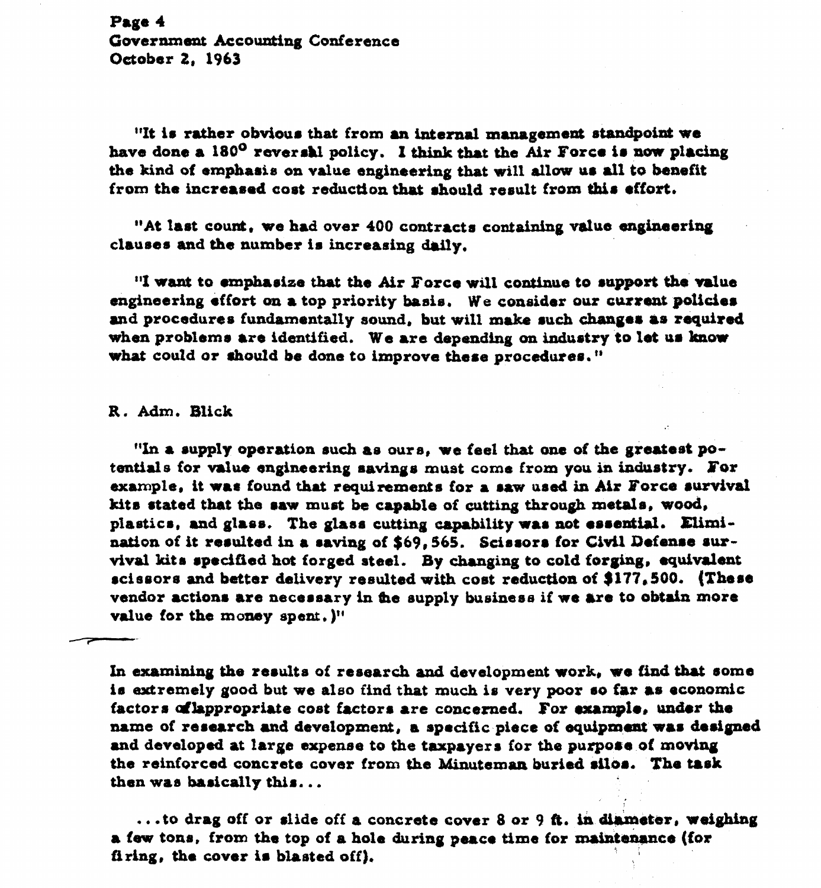"It is rather obvious that from an internal management standpoint we have done a 180° reversal policy. I think that the Air Force is now placing the kind of emphasis on value engineering that will allow us all to benefit from the increased cost reduction that should result from this effort.

"At last count, we had over 400 contracts containing value engineering clauses and the number is increasing daily.

"I want to emphasize that the Air Force will continue to support the value engineering effort on a top priority basis. We consider our current policies and procedures fundamentally sound, but will make such changes as required when problems are identified. We are depending on industry to let us know what could or should be done to improve these procedures."

R. Adm. Blick

"In a supply operation such as ours, we feel that one of the greatest potentials for value engineering savings must come from you in industry. For example, it was found that requirements for a saw used in Air Force survival kits stated that the saw must be capable of cutting through metals, wood, plastics, and glass. The glass cutting capability was not essential. Elimination of it resulted in a saving of $69,565. Scissors for Civil Defense survival kits specified hot forged steel. By changing to cold forging, equivalent scissors and better delivery resulted with cost reduction of $177,500. (These vendor actions are necessary in the supply business if we are to obtain more value for the money spent.)"

In examining the results of research and development work, we find that some is extremely good but we also find that much is very poor so far as economic factors of appropriate cost factors are concerned. For example, under the name of research and development, a specific piece of equipment was designed and developed at large expense to the taxpayers for the purpose of moving the reinforced concrete cover from the Minuteman buried silos. The task then was basically this...

...to drag off or slide off a concrete cover 8 or 9 ft. in diameter, weighing a few tons, from the top of a hole during peace time for maintenance (for firing, the cover is blasted off).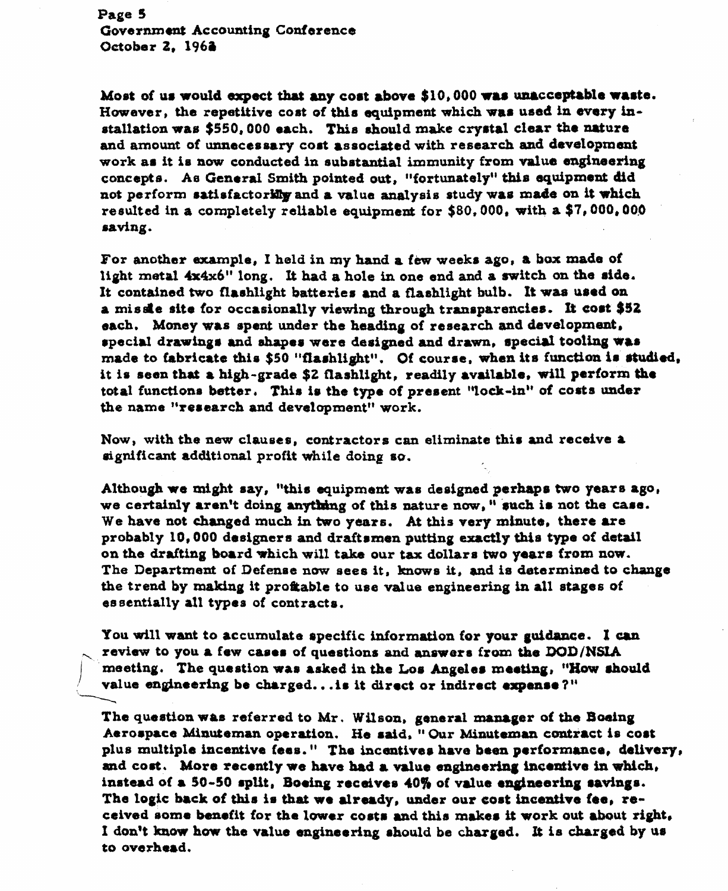Most of us would expect that any cost above $10,000 was unacceptable waste. However, the repetitive cost of this equipment which was used in every installation was $550,000 each. This should make crystal clear the nature and amount of unnecessary cost associated with research and development work as it is now conducted in substantial immunity from value engineering concepts. As General Smith pointed out, "fortunately" this equipment did not perform satisfactorily and a value analysis study was made on it which resulted in a completely reliable equipment for $80,000, with a $7,000,000 saving.

For another example, I held in my hand a few weeks ago, a box made of light metal 4x4x6" long. It had a hole in one end and a switch on the side. It contained two flashlight batteries and a flashlight bulb. It was used on a missile site for occasionally viewing through transparencies. It cost $52 each. Money was spent under the heading of research and development, special drawings and shapes were designed and drawn, special tooling was made to fabricate this $50 "flashlight". Of course, when its function is studied, it is seen that a high-grade $2 flashlight, readily available, will perform the total functions better. This is the type of present "lock-in" of costs under the name "research and development" work.

Now, with the new clauses, contractors can eliminate this and receive a significant additional profit while doing so.

Although we might say, "this equipment was designed perhaps two years ago, we certainly aren't doing anything of this nature now," such is not the case. We have not changed much in two years. At this very minute, there are probably 10,000 designers and draftsmen putting exactly this type of detail on the drafting board which will take our tax dollars two years from now. The Department of Defense now sees it, knows it, and is determined to change the trend by making it profitable to use value engineering in all stages of essentially all types of contracts.

You will want to accumulate specific information for your guidance. I can review to you a few cases of questions and answers from the DOD/NSIA meeting. The question was asked in the Los Angeles meeting, "How should value engineering be charged...is it direct or indirect expense?"

The question was referred to Mr. Wilson, general manager of the Boeing Aerospace Minuteman operation. He said, "Our Minuteman contract is cost plus multiple incentive fees." The incentives have been performance, delivery, and cost. More recently we have had a value engineering incentive in which, instead of a 50-50 split, Boeing receives 40% of value engineering savings. The logic back of this is that we already, under our cost incentive fee, received some benefit for the lower costs and this makes it work out about right. I don't know how the value engineering should be charged. It is charged by us to overhead.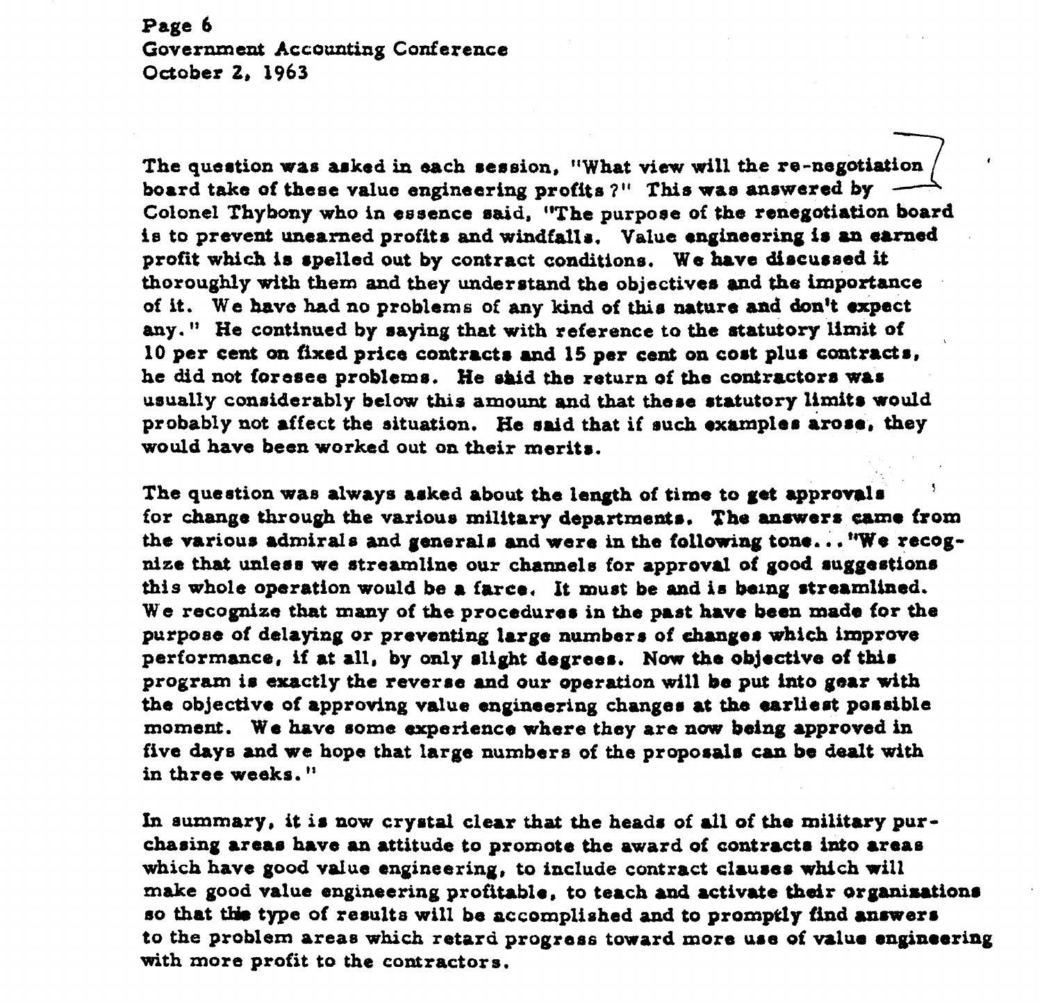The question was asked in each session, "What view will the re-negotiation board take of these value engineering profits?" This was answered by Colonel Thybony who in essence said, "The purpose of the renegotiation board is to prevent unearned profits and windfalls. Value engineering is an earned profit which is spelled out by contract conditions. We have discussed it thoroughly with them and they understand the objectives and the importance of it. We have had no problems of any kind of this nature and don't expect any." He continued by saying that with reference to the statutory limit of 10 per cent on fixed price contracts and 15 per cent on cost plus contracts, he did not foresee problems. He said the return of the contractors was usually considerably below this amount and that these statutory limits would probably not affect the situation. He said that if such examples arose, they would have been worked out on their merits.

The question was always asked about the length of time to get approvals for change through the various military departments. The answers came from the various admirals and generals and were in the following tone... "We recognize that unless we streamline our channels for approval of good suggestions this whole operation would be a farce. It must be and is being streamlined. We recognize that many of the procedures in the past have been made for the purpose of delaying or preventing large numbers of changes which improve performance, if at all, by only slight degrees. Now the objective of this program is exactly the reverse and our operation will be put into gear with the objective of approving value engineering changes at the earliest possible moment. We have some experience where they are now being approved in five days and we hope that large numbers of the proposals can be dealt with in three weeks."

In summary, it is now crystal clear that the heads of all of the military purchasing areas have an attitude to promote the award of contracts into areas which have good value engineering, to include contract clauses which will make good value engineering profitable, to teach and activate their organizations so that this type of results will be accomplished and to promptly find answers to the problem areas which retard progress toward more use of value engineering with more profit to the contractors.